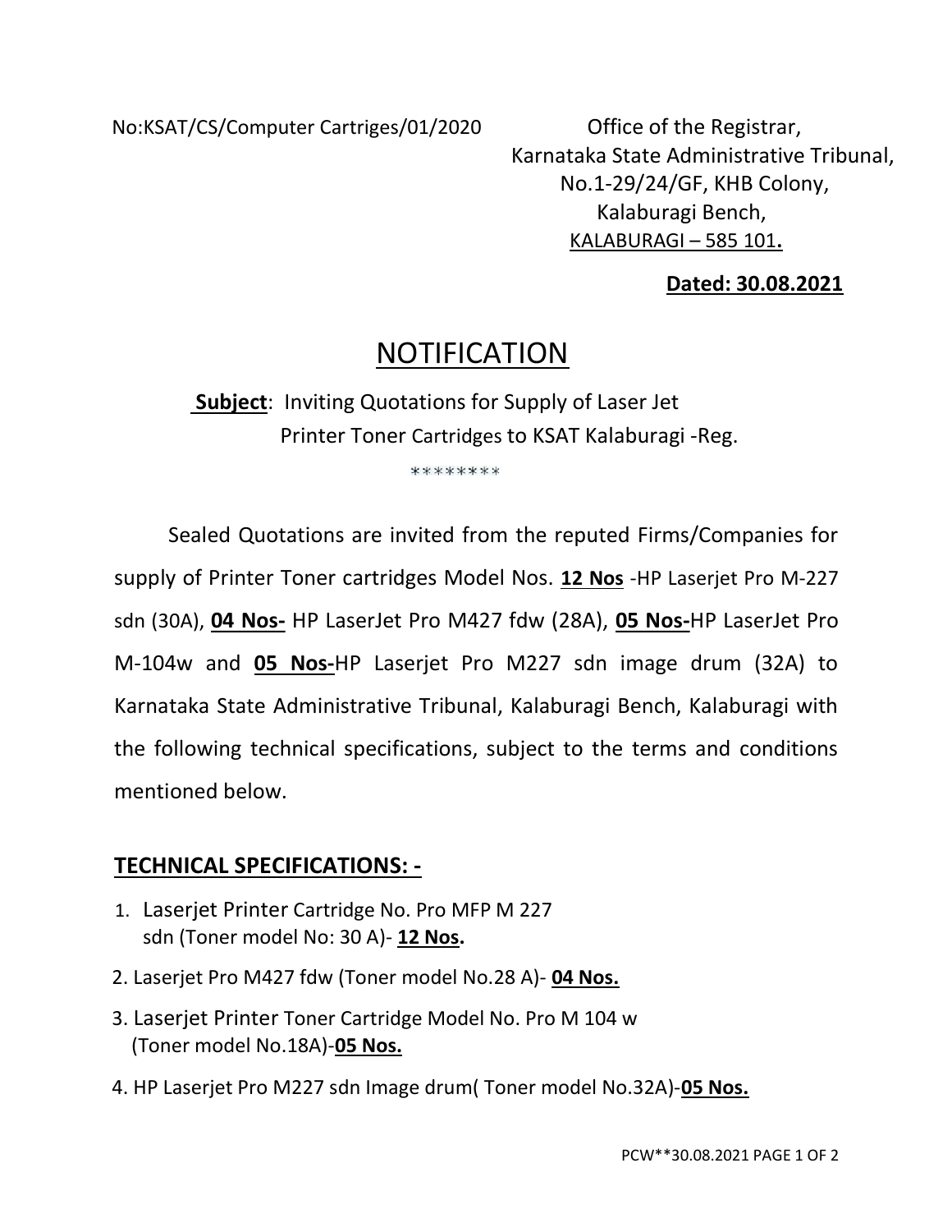No:KSAT/CS/Computer Cartriges/01/2020

Office of the Registrar,
Karnataka State Administrative Tribunal,
No.1-29/24/GF, KHB Colony,
Kalaburagi Bench,
KALABURAGI – 585 101**.**

**Dated: 30.08.2021**

# NOTIFICATION

**Subject**: Inviting Quotations for Supply of Laser Jet Printer Toner Cartridges to KSAT Kalaburagi -Reg.

********

Sealed Quotations are invited from the reputed Firms/Companies for supply of Printer Toner cartridges Model Nos. **12 Nos** -HP Laserjet Pro M-227 sdn (30A), **04 Nos-** HP LaserJet Pro M427 fdw (28A), **05 Nos-**HP LaserJet Pro M-104w and **05 Nos-**HP Laserjet Pro M227 sdn image drum (32A) to Karnataka State Administrative Tribunal, Kalaburagi Bench, Kalaburagi with the following technical specifications, subject to the terms and conditions mentioned below.

## TECHNICAL SPECIFICATIONS: -

1. Laserjet Printer Cartridge No. Pro MFP M 227 sdn (Toner model No: 30 A)- **12 Nos.**
2. Laserjet Pro M427 fdw (Toner model No.28 A)- **04 Nos.**
3. Laserjet Printer Toner Cartridge Model No. Pro M 104 w (Toner model No.18A)-**05 Nos.**
4. HP Laserjet Pro M227 sdn Image drum( Toner model No.32A)-**05 Nos.**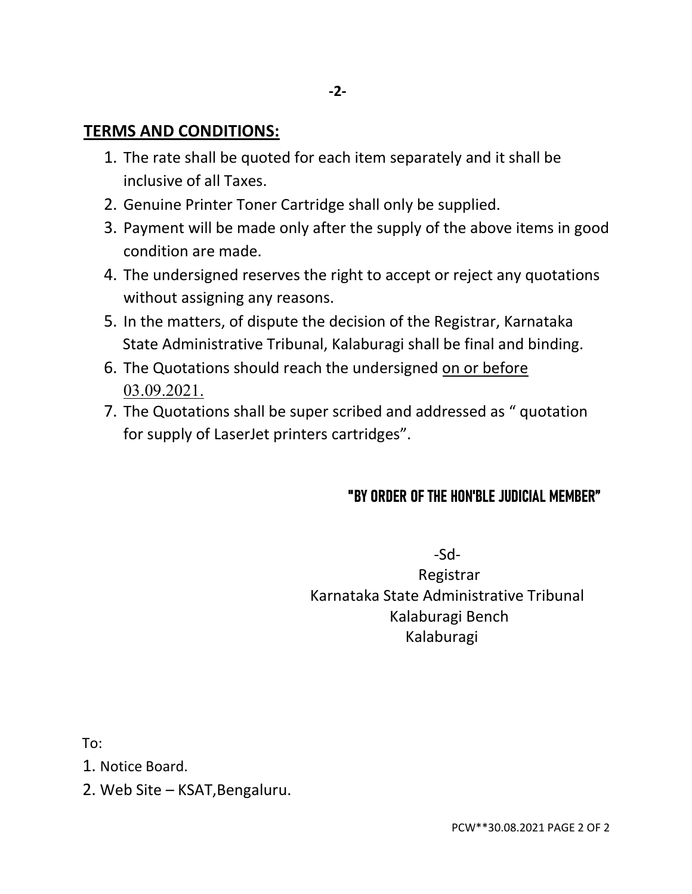## TERMS AND CONDITIONS:

1. The rate shall be quoted for each item separately and it shall be inclusive of all Taxes.
2. Genuine Printer Toner Cartridge shall only be supplied.
3. Payment will be made only after the supply of the above items in good condition are made.
4. The undersigned reserves the right to accept or reject any quotations without assigning any reasons.
5. In the matters, of dispute the decision of the Registrar, Karnataka State Administrative Tribunal, Kalaburagi shall be final and binding.
6. The Quotations should reach the undersigned on or before 03.09.2021.
7. The Quotations shall be super scribed and addressed as " quotation for supply of LaserJet printers cartridges".

**"BY ORDER OF THE HON'BLE JUDICIAL MEMBER"**

-Sd-
Registrar
Karnataka State Administrative Tribunal
Kalaburagi Bench
Kalaburagi

To:

1. Notice Board.
2. Web Site – KSAT,Bengaluru.

PCW**30.08.2021